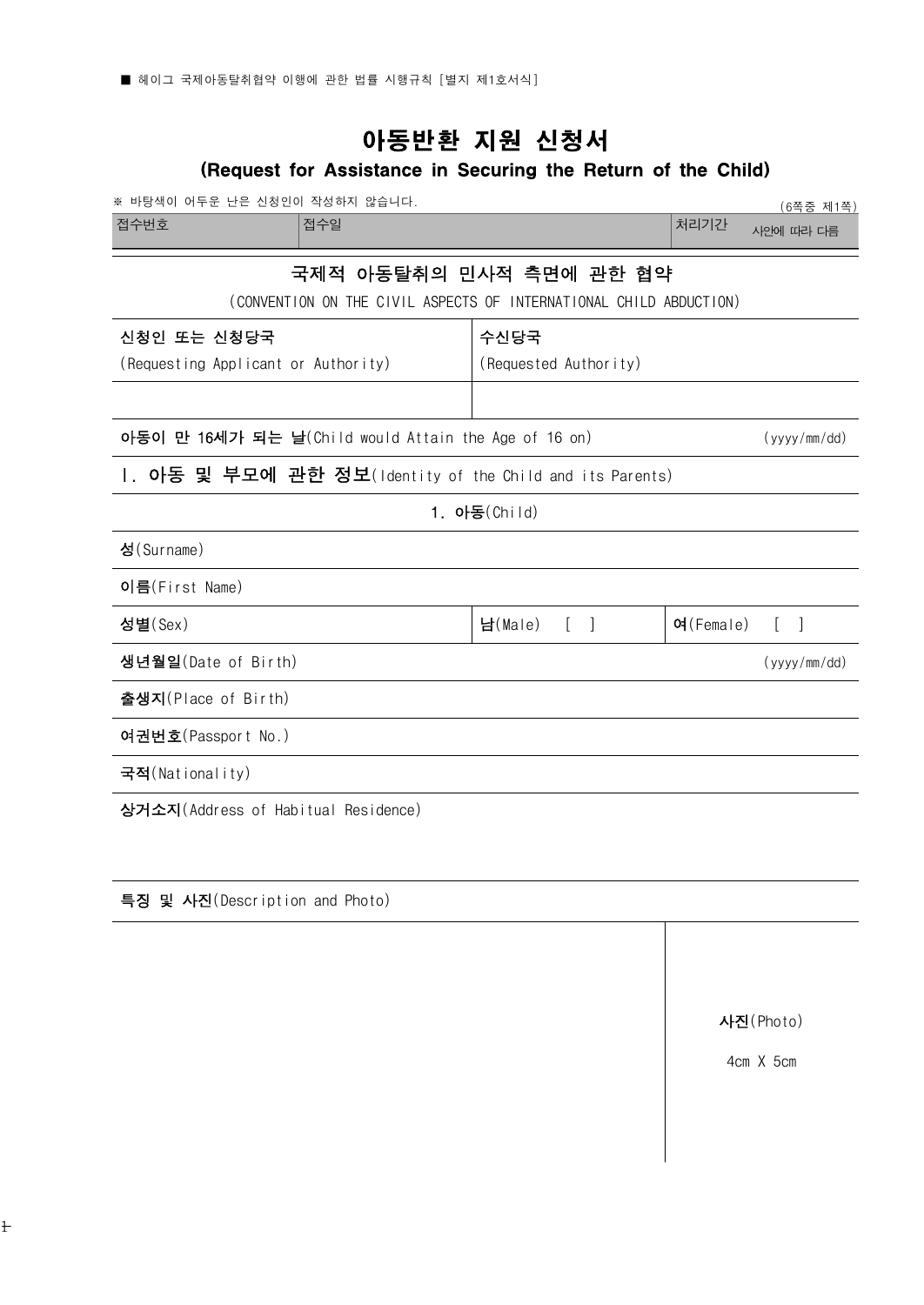■ 헤이그 국제아동탈취협약 이행에 관한 법률 시행규칙 [별지 제1호서식]

# 아동반환 지원 신청서

## (Request for Assistance in Securing the Return of the Child)

※ 바탕색이 어두운 난은 신청인이 작성하지 않습니다.

(6쪽중 제1쪽)

| 접수번호 | 접수일 | 처리기간 | 사안에 따라 다름 |
|---|---|---|---|

### 국제적 아동탈취의 민사적 측면에 관한 협약

(CONVENTION ON THE CIVIL ASPECTS OF INTERNATIONAL CHILD ABDUCTION)

| 신청인 또는 신청당국<br>(Requesting Applicant or Authority) | 수신당국<br>(Requested Authority) |
|---|---|
| | |

| **아동이 만 16세가 되는 날**(Child would Attain the Age of 16 on) | (yyyy/mm/dd) |
|---|---|

### Ⅰ. 아동 및 부모에 관한 정보(Identity of the Child and its Parents)

| 1. 아동(Child) | | |
|---|---|---|
| **성**(Surname) | | |
| **이름**(First Name) | | |
| **성별**(Sex) | **남**(Male) [ ] | **여**(Female) [ ] |
| **생년월일**(Date of Birth) | | (yyyy/mm/dd) |
| **출생지**(Place of Birth) | | |
| **여권번호**(Passport No.) | | |
| **국적**(Nationality) | | |
| **상거소지**(Address of Habitual Residence) | | |
| **특징 및 사진**(Description and Photo) | | |
| | | **사진**(Photo)<br>4cm X 5cm |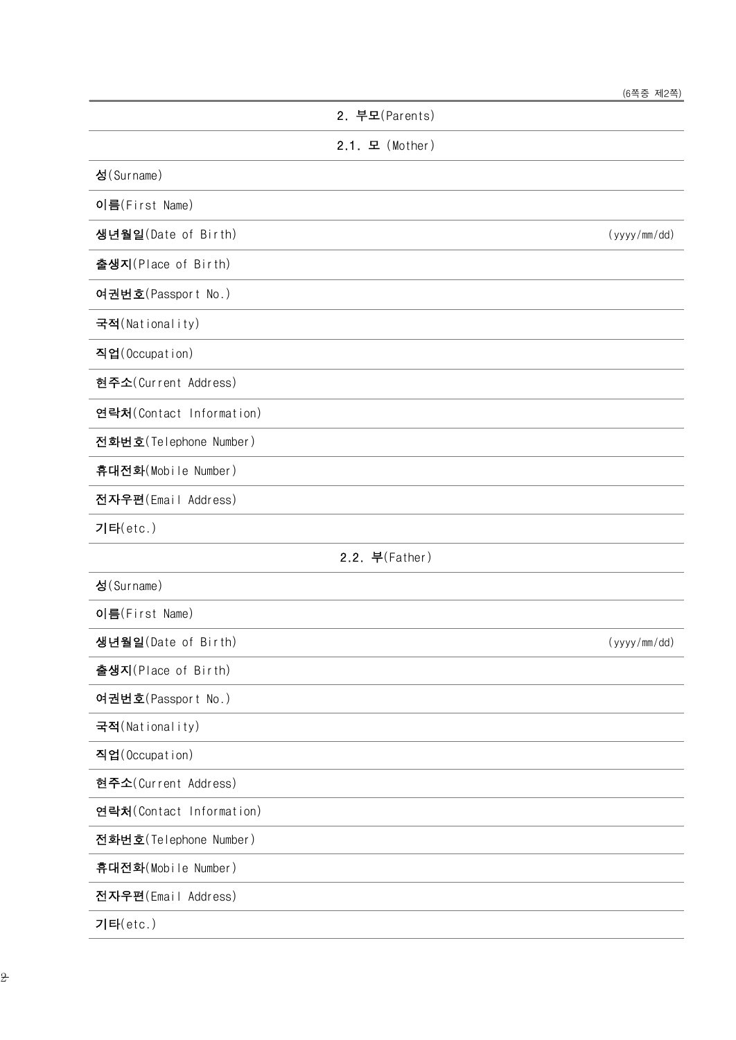## 2. 부모(Parents)

### 2.1. 모 (Mother)

| 항목 | |
|---|---|
| **성**(Surname) | |
| **이름**(First Name) | |
| **생년월일**(Date of Birth) | (yyyy/mm/dd) |
| **출생지**(Place of Birth) | |
| **여권번호**(Passport No.) | |
| **국적**(Nationality) | |
| **직업**(Occupation) | |
| **현주소**(Current Address) | |
| **연락처**(Contact Information) | |
| **전화번호**(Telephone Number) | |
| **휴대전화**(Mobile Number) | |
| **전자우편**(Email Address) | |
| **기타**(etc.) | |

### 2.2. 부(Father)

| 항목 | |
|---|---|
| **성**(Surname) | |
| **이름**(First Name) | |
| **생년월일**(Date of Birth) | (yyyy/mm/dd) |
| **출생지**(Place of Birth) | |
| **여권번호**(Passport No.) | |
| **국적**(Nationality) | |
| **직업**(Occupation) | |
| **현주소**(Current Address) | |
| **연락처**(Contact Information) | |
| **전화번호**(Telephone Number) | |
| **휴대전화**(Mobile Number) | |
| **전자우편**(Email Address) | |
| **기타**(etc.) | |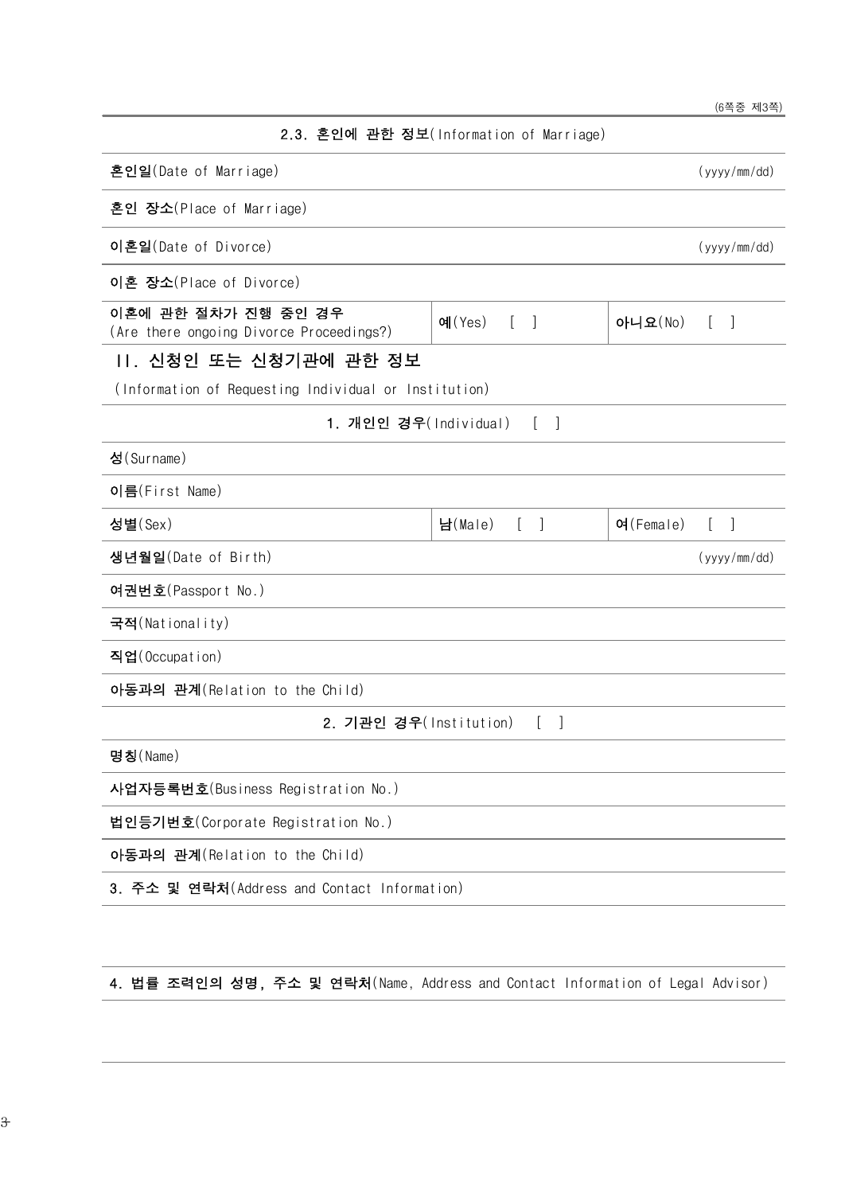| 2.3. 혼인에 관한 정보(Information of Marriage) | | |
|---|---|---|
| **혼인일**(Date of Marriage) | | (yyyy/mm/dd) |
| **혼인 장소**(Place of Marriage) | | |
| **이혼일**(Date of Divorce) | | (yyyy/mm/dd) |
| **이혼 장소**(Place of Divorce) | | |
| **이혼에 관한 절차가 진행 중인 경우**<br>(Are there ongoing Divorce Proceedings?) | **예**(Yes) [ ] | **아니요**(No) [ ] |

## II. 신청인 또는 신청기관에 관한 정보

(Information of Requesting Individual or Institution)

| 1. 개인인 경우(Individual) [ ] | | |
|---|---|---|
| **성**(Surname) | | |
| **이름**(First Name) | | |
| **성별**(Sex) | **남**(Male) [ ] | **여**(Female) [ ] |
| **생년월일**(Date of Birth) | | (yyyy/mm/dd) |
| **여권번호**(Passport No.) | | |
| **국적**(Nationality) | | |
| **직업**(Occupation) | | |
| **아동과의 관계**(Relation to the Child) | | |

| 2. 기관인 경우(Institution) [ ] |
|---|
| **명칭**(Name) |
| **사업자등록번호**(Business Registration No.) |
| **법인등기번호**(Corporate Registration No.) |
| **아동과의 관계**(Relation to the Child) |

**3. 주소 및 연락처**(Address and Contact Information)

**4. 법률 조력인의 성명, 주소 및 연락처**(Name, Address and Contact Information of Legal Advisor)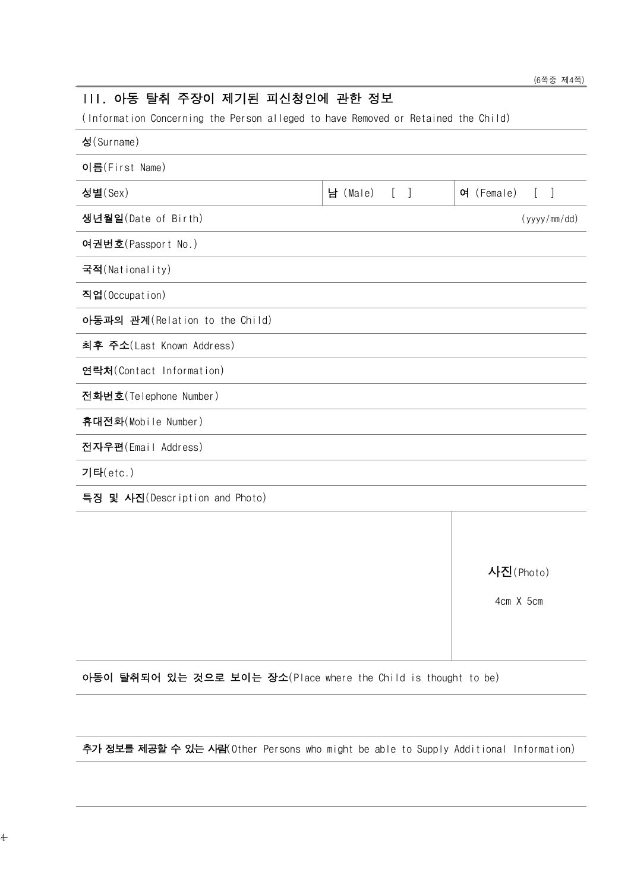## III. 아동 탈취 주장이 제기된 피신청인에 관한 정보

(Information Concerning the Person alleged to have Removed or Retained the Child)

| | | |
|---|---|---|
| **성**(Surname) | | |
| **이름**(First Name) | | |
| **성별**(Sex) | **남** (Male) [ ] | **여** (Female) [ ] |
| **생년월일**(Date of Birth) | | (yyyy/mm/dd) |
| **여권번호**(Passport No.) | | |
| **국적**(Nationality) | | |
| **직업**(Occupation) | | |
| **아동과의 관계**(Relation to the Child) | | |
| **최후 주소**(Last Known Address) | | |
| **연락처**(Contact Information) | | |
| **전화번호**(Telephone Number) | | |
| **휴대전화**(Mobile Number) | | |
| **전자우편**(Email Address) | | |
| **기타**(etc.) | | |
| **특징 및 사진**(Description and Photo) | | |
| | | **사진**(Photo)<br>4cm X 5cm |
| **아동이 탈취되어 있는 것으로 보이는 장소**(Place where the Child is thought to be) | | |
| | | |
| **추가 정보를 제공할 수 있는 사람**(Other Persons who might be able to Supply Additional Information) | | |
| | | |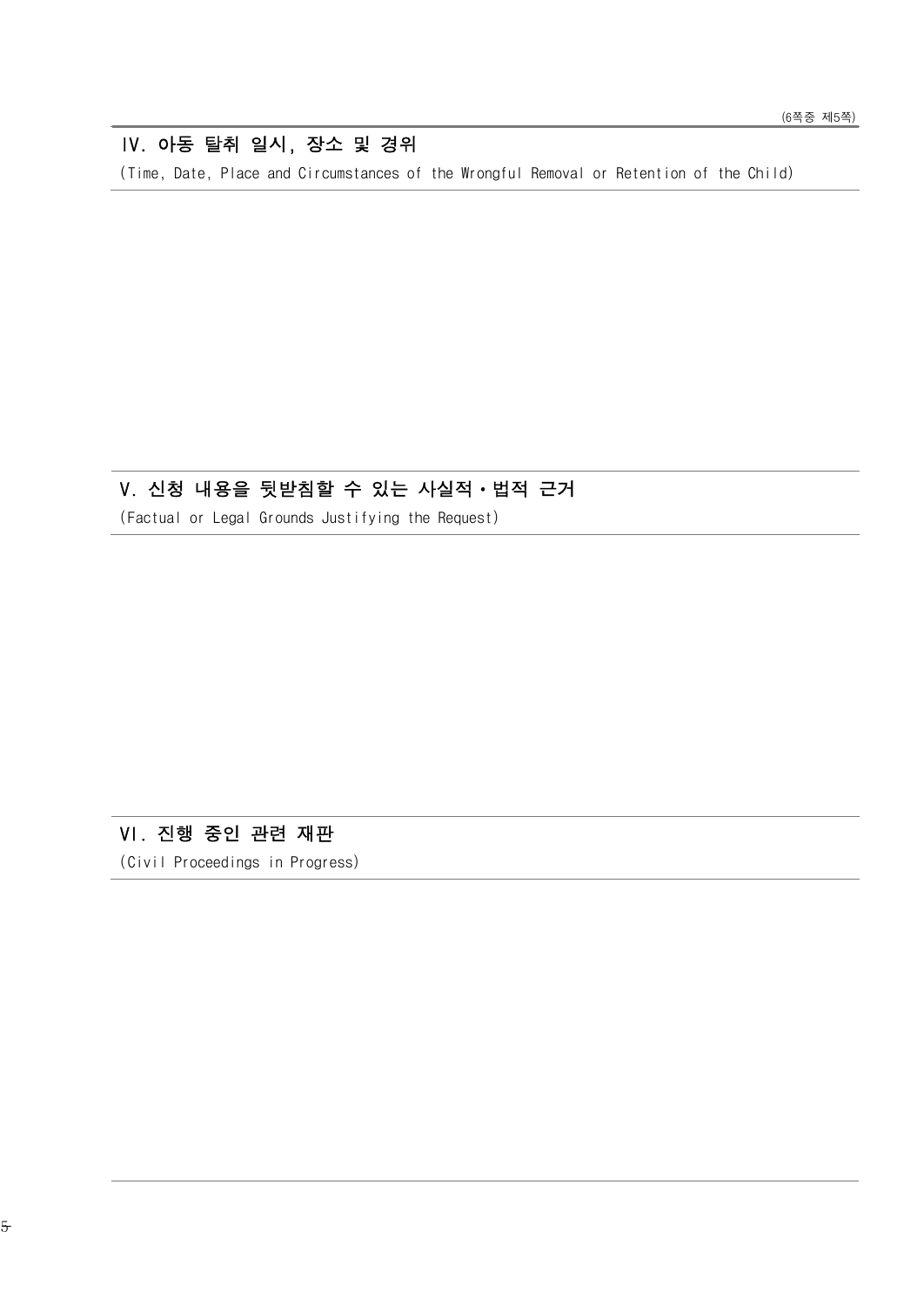## Ⅳ. 아동 탈취 일시, 장소 및 경위

(Time, Date, Place and Circumstances of the Wrongful Removal or Retention of the Child)

## Ⅴ. 신청 내용을 뒷받침할 수 있는 사실적·법적 근거

(Factual or Legal Grounds Justifying the Request)

## Ⅵ. 진행 중인 관련 재판

(Civil Proceedings in Progress)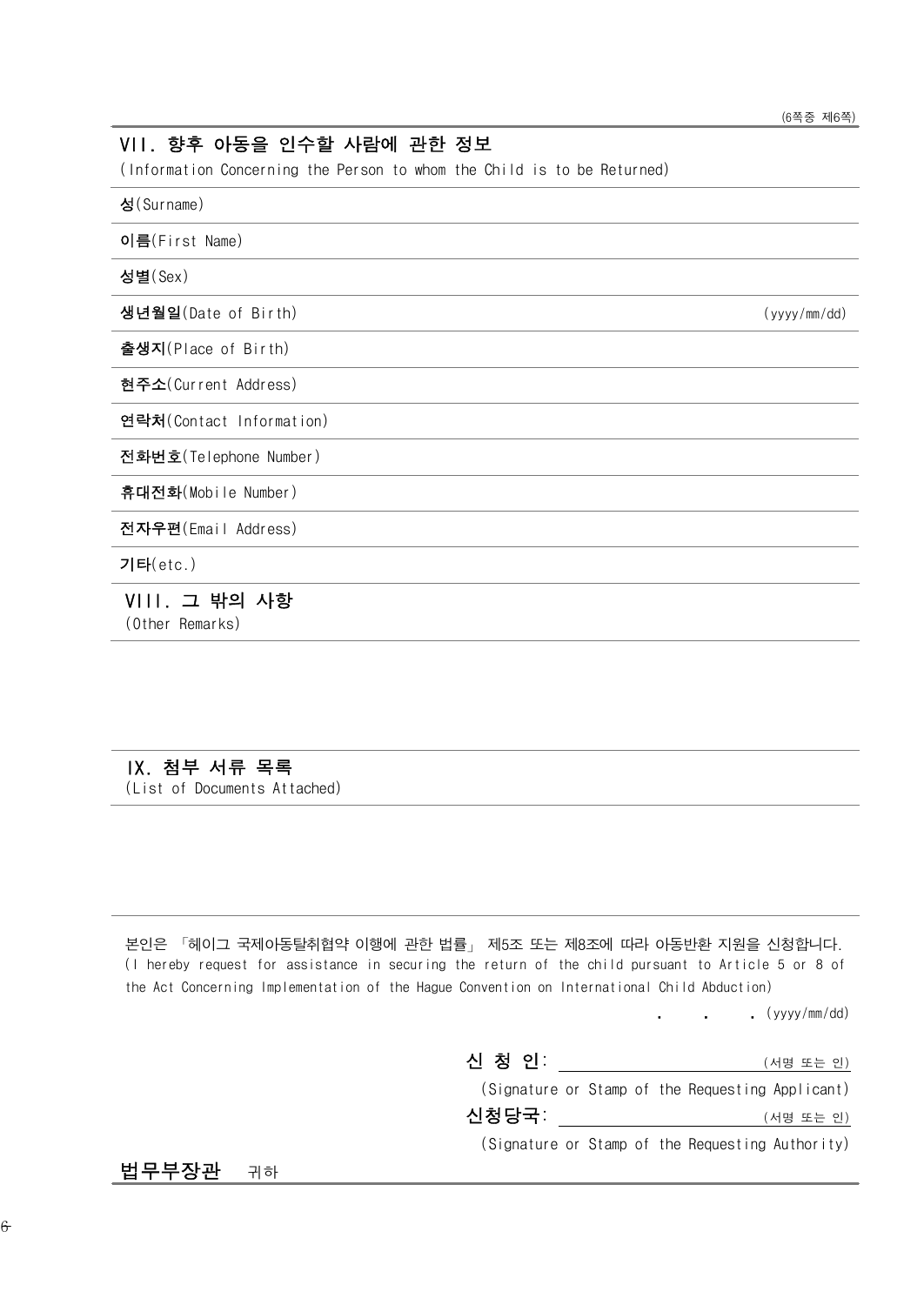## VII. 향후 아동을 인수할 사람에 관한 정보
(Information Concerning the Person to whom the Child is to be Returned)

| | |
|---|---|
| **성**(Surname) | |
| **이름**(First Name) | |
| **성별**(Sex) | |
| **생년월일**(Date of Birth) | (yyyy/mm/dd) |
| **출생지**(Place of Birth) | |
| **현주소**(Current Address) | |
| **연락처**(Contact Information) | |
| **전화번호**(Telephone Number) | |
| **휴대전화**(Mobile Number) | |
| **전자우편**(Email Address) | |
| **기타**(etc.) | |

## VIII. 그 밖의 사항
(Other Remarks)

## IX. 첨부 서류 목록
(List of Documents Attached)

본인은 「헤이그 국제아동탈취협약 이행에 관한 법률」 제5조 또는 제8조에 따라 아동반환 지원을 신청합니다.
(I hereby request for assistance in securing the return of the child pursuant to Article 5 or 8 of the Act Concerning Implementation of the Hague Convention on International Child Abduction)

. . . (yyyy/mm/dd)

**신 청 인**: ______________ (서명 또는 인)
(Signature or Stamp of the Requesting Applicant)

**신청당국**: ______________ (서명 또는 인)
(Signature or Stamp of the Requesting Authority)

**법무부장관** 귀하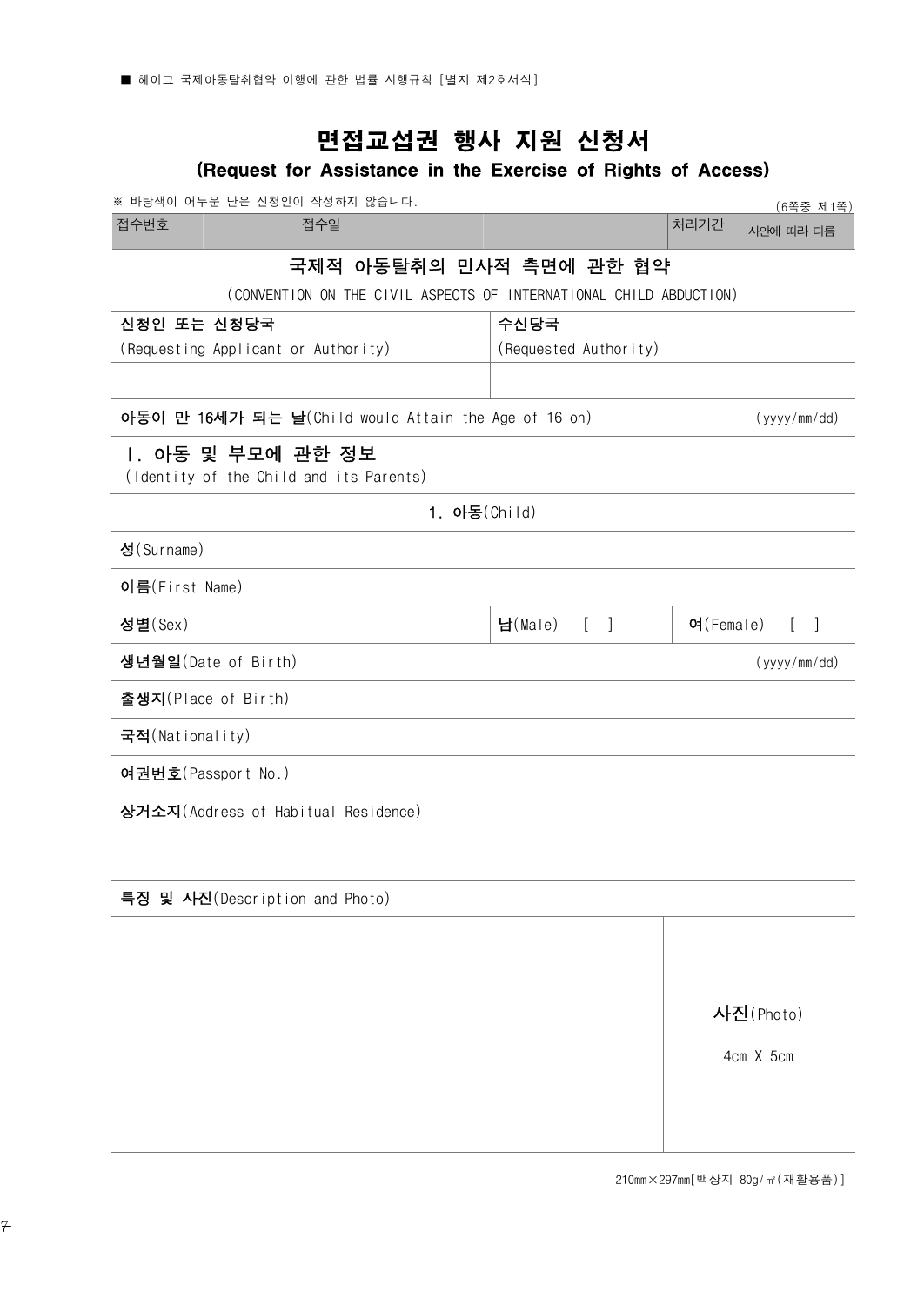■ 헤이그 국제아동탈취협약 이행에 관한 법률 시행규칙 [별지 제2호서식]

# 면접교섭권 행사 지원 신청서
## (Request for Assistance in the Exercise of Rights of Access)

※ 바탕색이 어두운 난은 신청인이 작성하지 않습니다.

(6쪽중 제1쪽)

| 접수번호 | | 접수일 | | 처리기간 | 사안에 따라 다름 |
|---|---|---|---|---|---|

### 국제적 아동탈취의 민사적 측면에 관한 협약
(CONVENTION ON THE CIVIL ASPECTS OF INTERNATIONAL CHILD ABDUCTION)

| **신청인 또는 신청당국** (Requesting Applicant or Authority) | **수신당국** (Requested Authority) |
|---|---|
| | |

| **아동이 만 16세가 되는 날**(Child would Attain the Age of 16 on) | (yyyy/mm/dd) |
|---|---|

### Ⅰ. 아동 및 부모에 관한 정보
(Identity of the Child and its Parents)

#### 1. 아동(Child)

| | | |
|---|---|---|
| **성**(Surname) | | |
| **이름**(First Name) | | |
| **성별**(Sex) | **남**(Male) [ ] | **여**(Female) [ ] |
| **생년월일**(Date of Birth) | | (yyyy/mm/dd) |
| **출생지**(Place of Birth) | | |
| **국적**(Nationality) | | |
| **여권번호**(Passport No.) | | |
| **상거소지**(Address of Habitual Residence) | | |
| **특징 및 사진**(Description and Photo) | | |
| | | **사진**(Photo) 4cm X 5cm |

210mm×297mm[백상지 80g/㎡(재활용품)]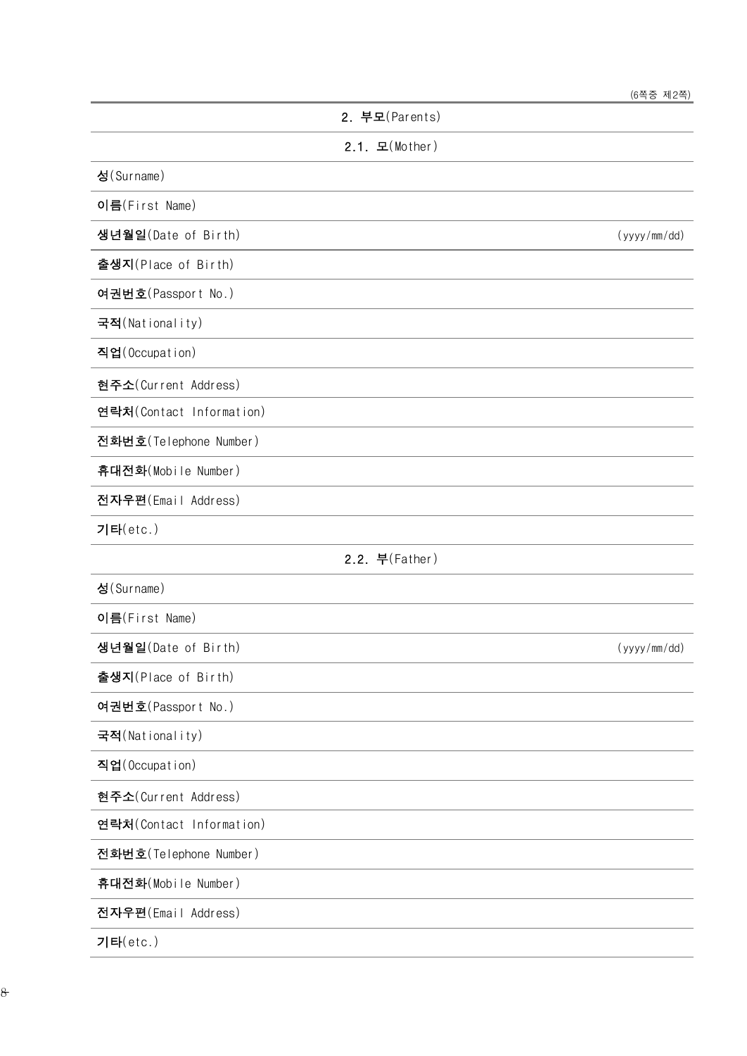| 2. 부모(Parents) | |
|---|---|
| 2.1. 모(Mother) | |
| **성**(Surname) | |
| **이름**(First Name) | |
| **생년월일**(Date of Birth) | (yyyy/mm/dd) |
| **출생지**(Place of Birth) | |
| **여권번호**(Passport No.) | |
| **국적**(Nationality) | |
| **직업**(Occupation) | |
| **현주소**(Current Address) | |
| **연락처**(Contact Information) | |
| **전화번호**(Telephone Number) | |
| **휴대전화**(Mobile Number) | |
| **전자우편**(Email Address) | |
| **기타**(etc.) | |
| 2.2. 부(Father) | |
| **성**(Surname) | |
| **이름**(First Name) | |
| **생년월일**(Date of Birth) | (yyyy/mm/dd) |
| **출생지**(Place of Birth) | |
| **여권번호**(Passport No.) | |
| **국적**(Nationality) | |
| **직업**(Occupation) | |
| **현주소**(Current Address) | |
| **연락처**(Contact Information) | |
| **전화번호**(Telephone Number) | |
| **휴대전화**(Mobile Number) | |
| **전자우편**(Email Address) | |
| **기타**(etc.) | |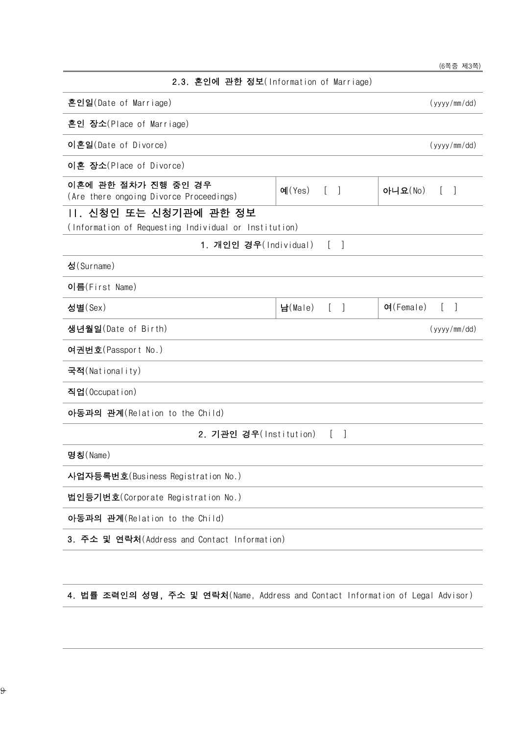### 2.3. 혼인에 관한 정보(Information of Marriage)

| | | |
|---|---|---|
| **혼인일**(Date of Marriage) | | (yyyy/mm/dd) |
| **혼인 장소**(Place of Marriage) | | |
| **이혼일**(Date of Divorce) | | (yyyy/mm/dd) |
| **이혼 장소**(Place of Divorce) | | |
| **이혼에 관한 절차가 진행 중인 경우**<br>(Are there ongoing Divorce Proceedings) | **예**(Yes) [ ] | **아니요**(No) [ ] |

## II. 신청인 또는 신청기관에 관한 정보

(Information of Requesting Individual or Institution)

### 1. 개인인 경우(Individual) [ ]

| | | |
|---|---|---|
| **성**(Surname) | | |
| **이름**(First Name) | | |
| **성별**(Sex) | **남**(Male) [ ] | **여**(Female) [ ] |
| **생년월일**(Date of Birth) | | (yyyy/mm/dd) |
| **여권번호**(Passport No.) | | |
| **국적**(Nationality) | | |
| **직업**(Occupation) | | |
| **아동과의 관계**(Relation to the Child) | | |

### 2. 기관인 경우(Institution) [ ]

| |
|---|
| **명칭**(Name) |
| **사업자등록번호**(Business Registration No.) |
| **법인등기번호**(Corporate Registration No.) |
| **아동과의 관계**(Relation to the Child) |

### 3. 주소 및 연락처(Address and Contact Information)

### 4. 법률 조력인의 성명, 주소 및 연락처(Name, Address and Contact Information of Legal Advisor)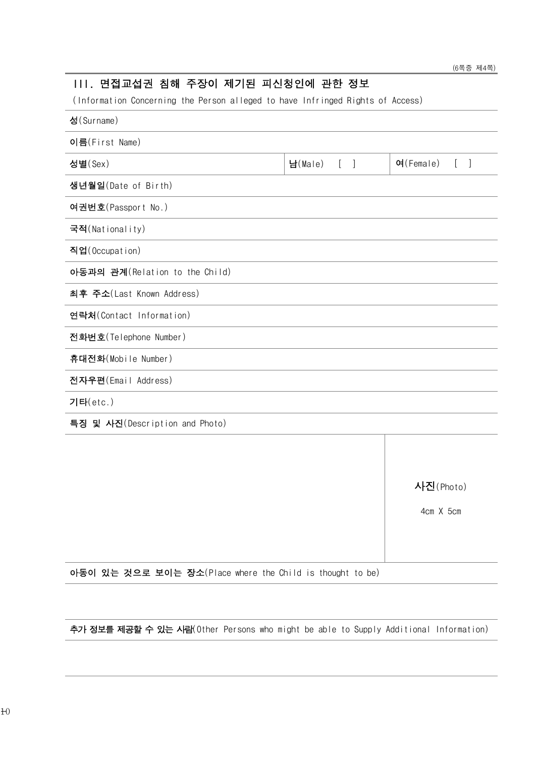## III. 면접교섭권 침해 주장이 제기된 피신청인에 관한 정보

(Information Concerning the Person alleged to have Infringed Rights of Access)

| **성**(Surname) | | |
|---|---|---|
| **이름**(First Name) | | |
| **성별**(Sex) | **남**(Male) [ ] | **여**(Female) [ ] |
| **생년월일**(Date of Birth) | | |
| **여권번호**(Passport No.) | | |
| **국적**(Nationality) | | |
| **직업**(Occupation) | | |
| **아동과의 관계**(Relation to the Child) | | |
| **최후 주소**(Last Known Address) | | |
| **연락처**(Contact Information) | | |
| **전화번호**(Telephone Number) | | |
| **휴대전화**(Mobile Number) | | |
| **전자우편**(Email Address) | | |
| **기타**(etc.) | | |
| **특징 및 사진**(Description and Photo) | | |
| | | **사진**(Photo) 4cm X 5cm |
| **아동이 있는 것으로 보이는 장소**(Place where the Child is thought to be) | | |
| | | |
| **추가 정보를 제공할 수 있는 사람**(Other Persons who might be able to Supply Additional Information) | | |
| | | |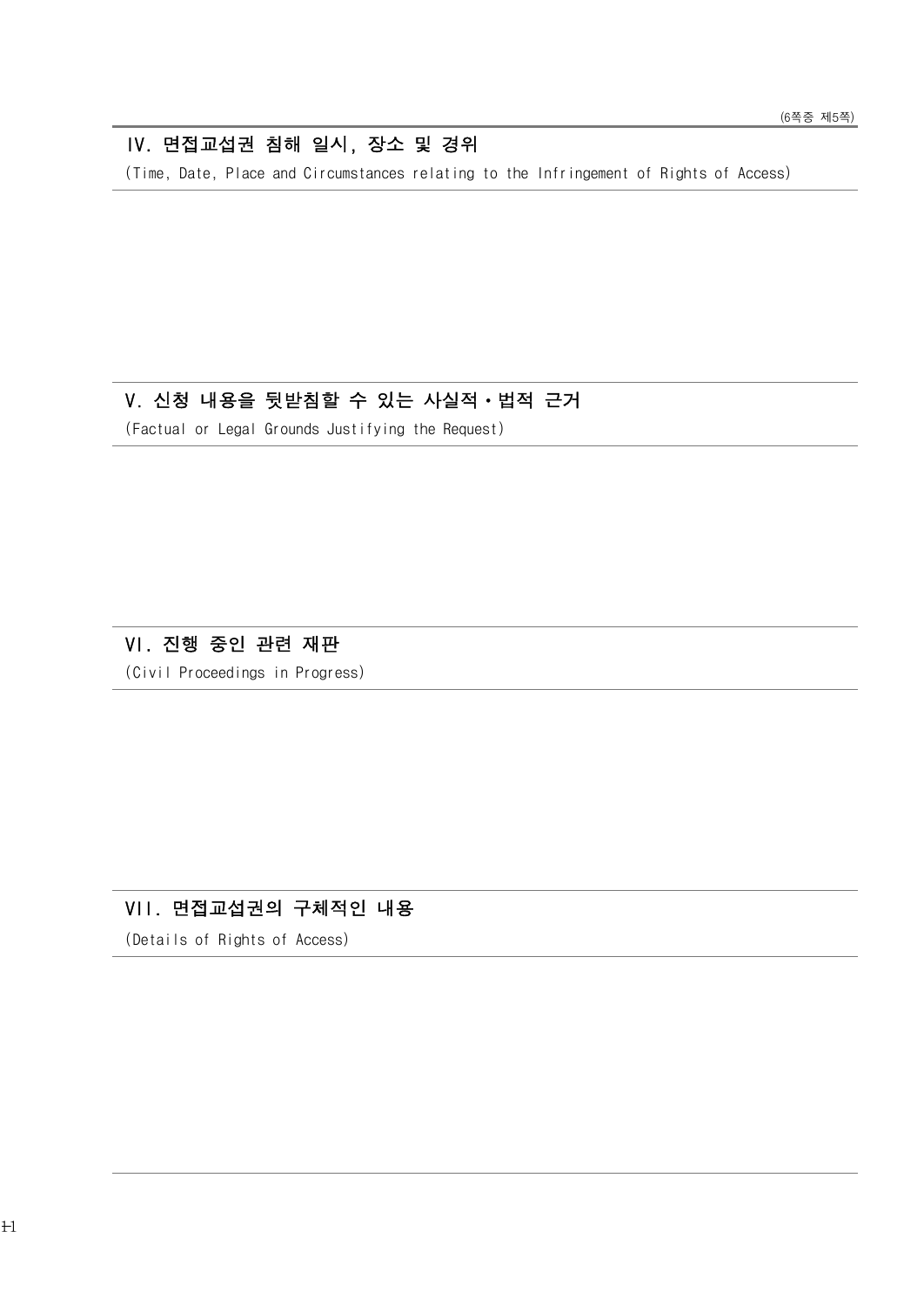## IV. 면접교섭권 침해 일시, 장소 및 경위

(Time, Date, Place and Circumstances relating to the Infringement of Rights of Access)

## V. 신청 내용을 뒷받침할 수 있는 사실적·법적 근거

(Factual or Legal Grounds Justifying the Request)

## VI. 진행 중인 관련 재판

(Civil Proceedings in Progress)

## VII. 면접교섭권의 구체적인 내용

(Details of Rights of Access)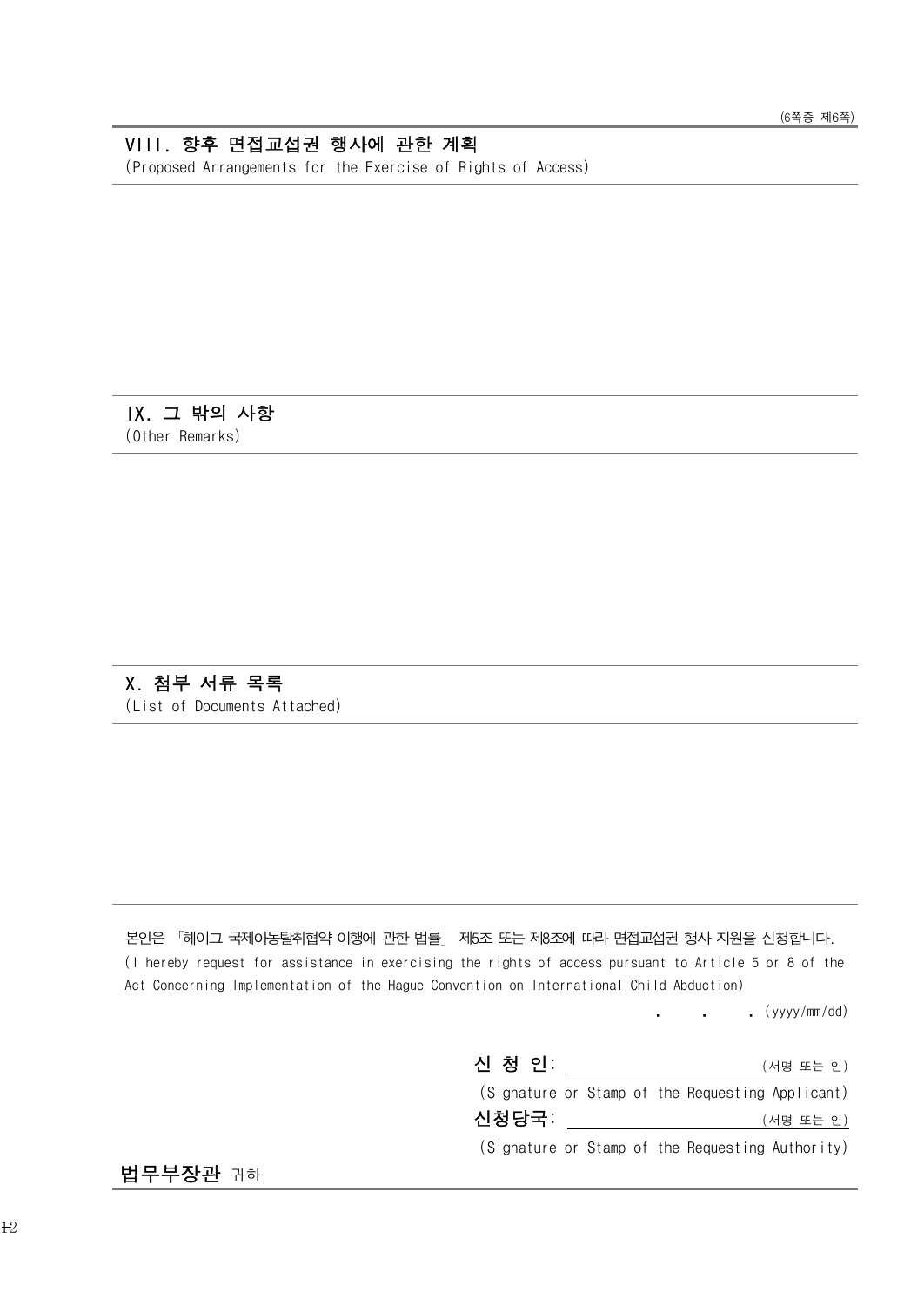## VIII. 향후 면접교섭권 행사에 관한 계획
(Proposed Arrangements for the Exercise of Rights of Access)

## IX. 그 밖의 사항
(Other Remarks)

## X. 첨부 서류 목록
(List of Documents Attached)

본인은 「헤이그 국제아동탈취협약 이행에 관한 법률」 제5조 또는 제8조에 따라 면접교섭권 행사 지원을 신청합니다.
(I hereby request for assistance in exercising the rights of access pursuant to Article 5 or 8 of the Act Concerning Implementation of the Hague Convention on International Child Abduction)

. . . (yyyy/mm/dd)

**신 청 인**: ____________________ (서명 또는 인)
(Signature or Stamp of the Requesting Applicant)

**신청당국**: ____________________ (서명 또는 인)
(Signature or Stamp of the Requesting Authority)

**법무부장관** 귀하